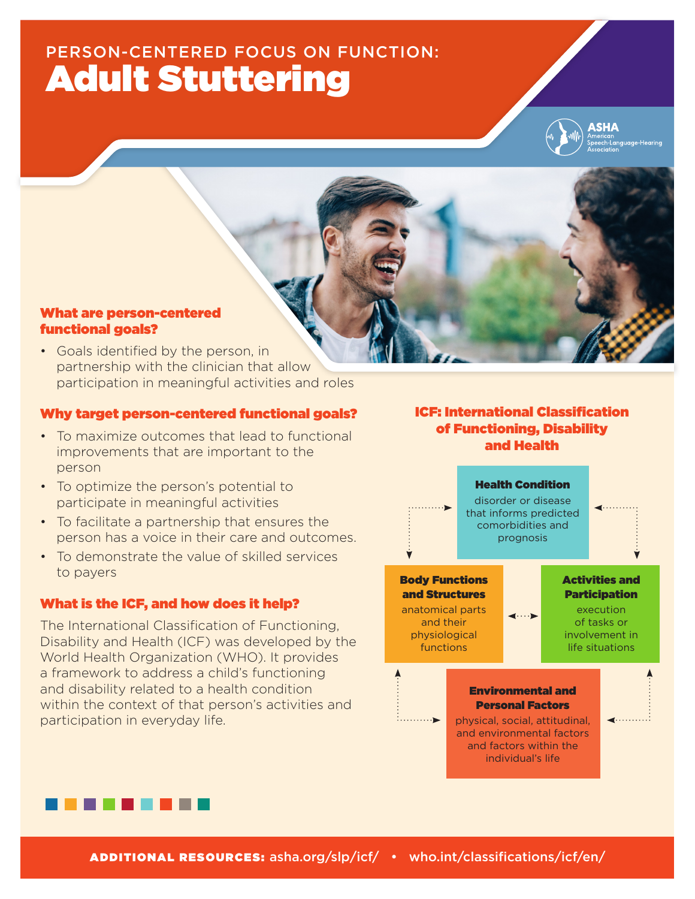PERSON-CENTERED FOCUS ON FUNCTION:

# Adult Stuttering

### What are person-centered functional goals?

- Goals identified by the person, in partnership with the clinician that allow participation in meaningful activities and roles

### Why target person-centered functional goals?

- To maximize outcomes that lead to functional improvements that are important to the person
- To optimize the person's potential to participate in meaningful activities
- To facilitate a partnership that ensures the person has a voice in their care and outcomes.
- To demonstrate the value of skilled services to payers

### What is the ICF, and how does it help?

The International Classification of Functioning, Disability and Health (ICF) was developed by the World Health Organization (WHO). It provides a framework to address a child's functioning and disability related to a health condition within the context of that person's activities and participation in everyday life.

### ICF: International Classification of Functioning, Disability and Health

**Health Condition**
disorder or disease that informs predicted comorbidities and prognosis

**Body Functions and Structures**
anatomical parts and their physiological functions

**Activities and Participation**
execution of tasks or involvement in life situations

**Environmental and Personal Factors**
physical, social, attitudinal, and environmental factors and factors within the individual's life

**ADDITIONAL RESOURCES:** asha.org/slp/icf/ • who.int/classifications/icf/en/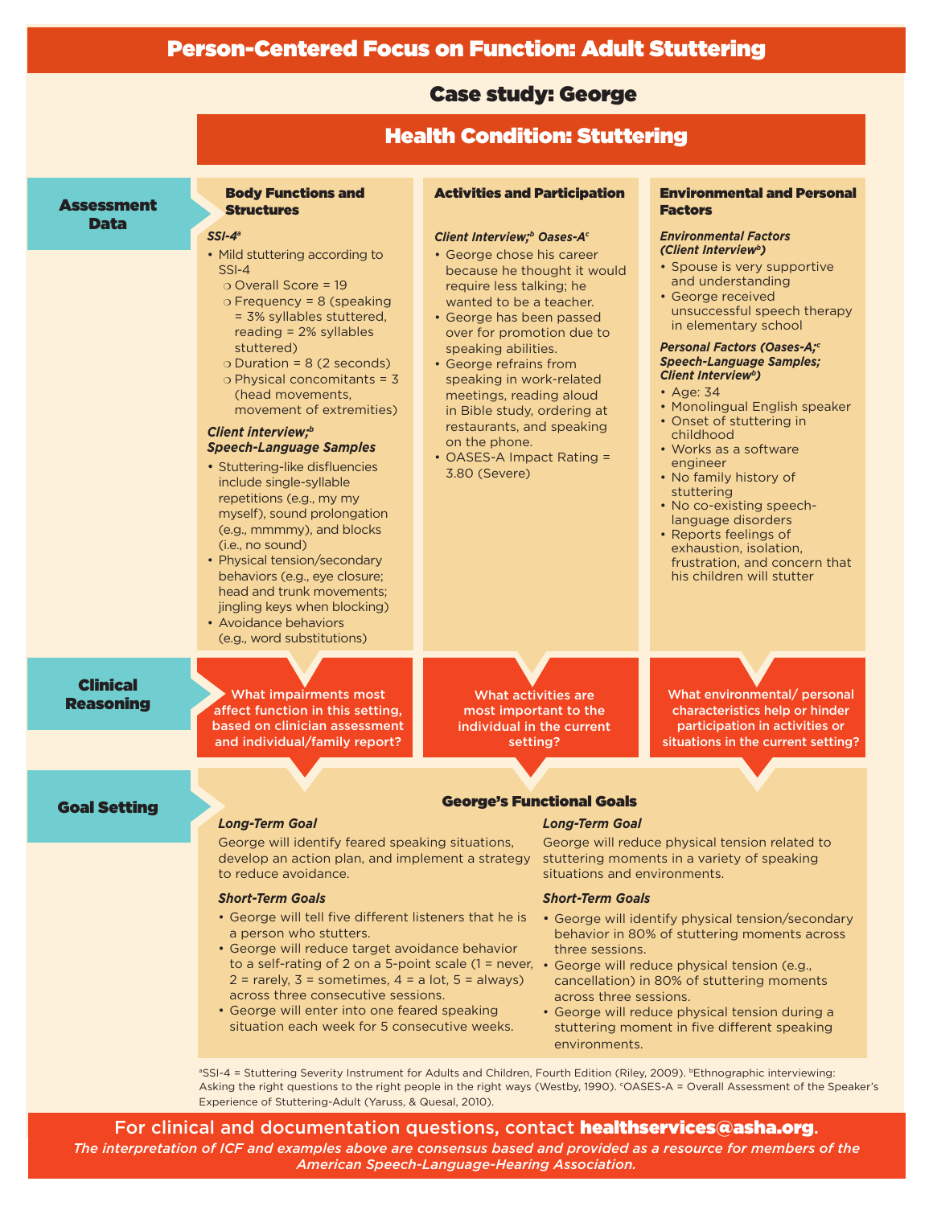# Person-Centered Focus on Function: Adult Stuttering

## Case study: George

## Health Condition: Stuttering

### Assessment Data

#### Body Functions and Structures

***SSI-4***[a]

- Mild stuttering according to SSI-4
  - Overall Score = 19
  - Frequency = 8 (speaking = 3% syllables stuttered, reading = 2% syllables stuttered)
  - Duration = 8 (2 seconds)
  - Physical concomitants = 3 (head movements, movement of extremities)

***Client interview;***[b] ***Speech-Language Samples***

- Stuttering-like disfluencies include single-syllable repetitions (e.g., my my myself), sound prolongation (e.g., mmmmy), and blocks (i.e., no sound)
- Physical tension/secondary behaviors (e.g., eye closure; head and trunk movements; jingling keys when blocking)
- Avoidance behaviors (e.g., word substitutions)

#### Activities and Participation

***Client Interview;***[b] ***Oases-A***[c]

- George chose his career because he thought it would require less talking; he wanted to be a teacher.
- George has been passed over for promotion due to speaking abilities.
- George refrains from speaking in work-related meetings, reading aloud in Bible study, ordering at restaurants, and speaking on the phone.
- OASES-A Impact Rating = 3.80 (Severe)

#### Environmental and Personal Factors

***Environmental Factors (Client Interview***[b]***)***

- Spouse is very supportive and understanding
- George received unsuccessful speech therapy in elementary school

***Personal Factors (Oases-A;***[c] ***Speech-Language Samples; Client Interview***[b]***)***

- Age: 34
- Monolingual English speaker
- Onset of stuttering in childhood
- Works as a software engineer
- No family history of stuttering
- No co-existing speech-language disorders
- Reports feelings of exhaustion, isolation, frustration, and concern that his children will stutter

### Clinical Reasoning

- What impairments most affect function in this setting, based on clinician assessment and individual/family report?
- What activities are most important to the individual in the current setting?
- What environmental/ personal characteristics help or hinder participation in activities or situations in the current setting?

### Goal Setting

#### George's Functional Goals

***Long-Term Goal***

George will identify feared speaking situations, develop an action plan, and implement a strategy to reduce avoidance.

***Short-Term Goals***

- George will tell five different listeners that he is a person who stutters.
- George will reduce target avoidance behavior to a self-rating of 2 on a 5-point scale (1 = never, 2 = rarely, 3 = sometimes, 4 = a lot, 5 = always) across three consecutive sessions.
- George will enter into one feared speaking situation each week for 5 consecutive weeks.

***Long-Term Goal***

George will reduce physical tension related to stuttering moments in a variety of speaking situations and environments.

***Short-Term Goals***

- George will identify physical tension/secondary behavior in 80% of stuttering moments across three sessions.
- George will reduce physical tension (e.g., cancellation) in 80% of stuttering moments across three sessions.
- George will reduce physical tension during a stuttering moment in five different speaking environments.

[a]SSI-4 = Stuttering Severity Instrument for Adults and Children, Fourth Edition (Riley, 2009). [b]Ethnographic interviewing: Asking the right questions to the right people in the right ways (Westby, 1990). [c]OASES-A = Overall Assessment of the Speaker's Experience of Stuttering-Adult (Yaruss, & Quesal, 2010).

For clinical and documentation questions, contact **healthservices@asha.org**.

*The interpretation of ICF and examples above are consensus based and provided as a resource for members of the American Speech-Language-Hearing Association.*